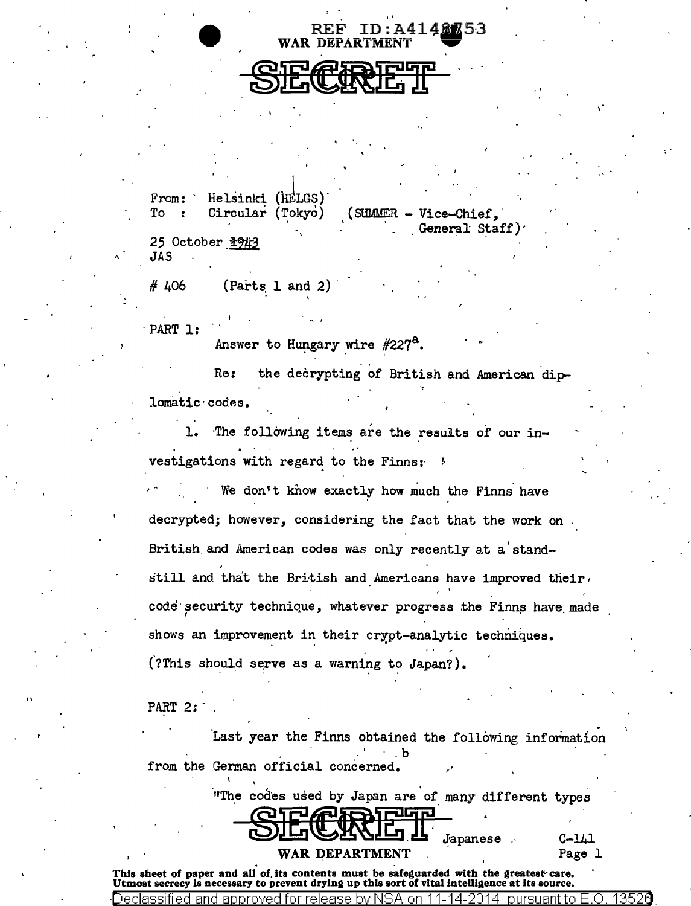REF ID:A4148753
WAR DEPARTMENT

# SECRET

From: Helsinki (HELGS)
To : Circular (Tokyo) (SUMMER - Vice-Chief, General Staff)

25 October 1943
JAS

# 406 (Parts 1 and 2)

PART 1:

Answer to Hungary wire #227[a].

Re: the decrypting of British and American diplomatic codes.

1. The following items are the results of our investigations with regard to the Finns:

We don't know exactly how much the Finns have decrypted; however, considering the fact that the work on British and American codes was only recently at a standstill and that the British and Americans have improved their code security technique, whatever progress the Finns have made shows an improvement in their crypt-analytic techniques. (?This should serve as a warning to Japan?).

PART 2:

Last year the Finns obtained the following information from the German official concerned.[b]

"The codes used by Japan are of many different types

SECRET

Japanese C-141

WAR DEPARTMENT

This sheet of paper and all of its contents must be safeguarded with the greatest care. Utmost secrecy is necessary to prevent drying up this sort of vital intelligence at its source.

Declassified and approved for release by NSA on 11-14-2014 pursuant to E.O. 13526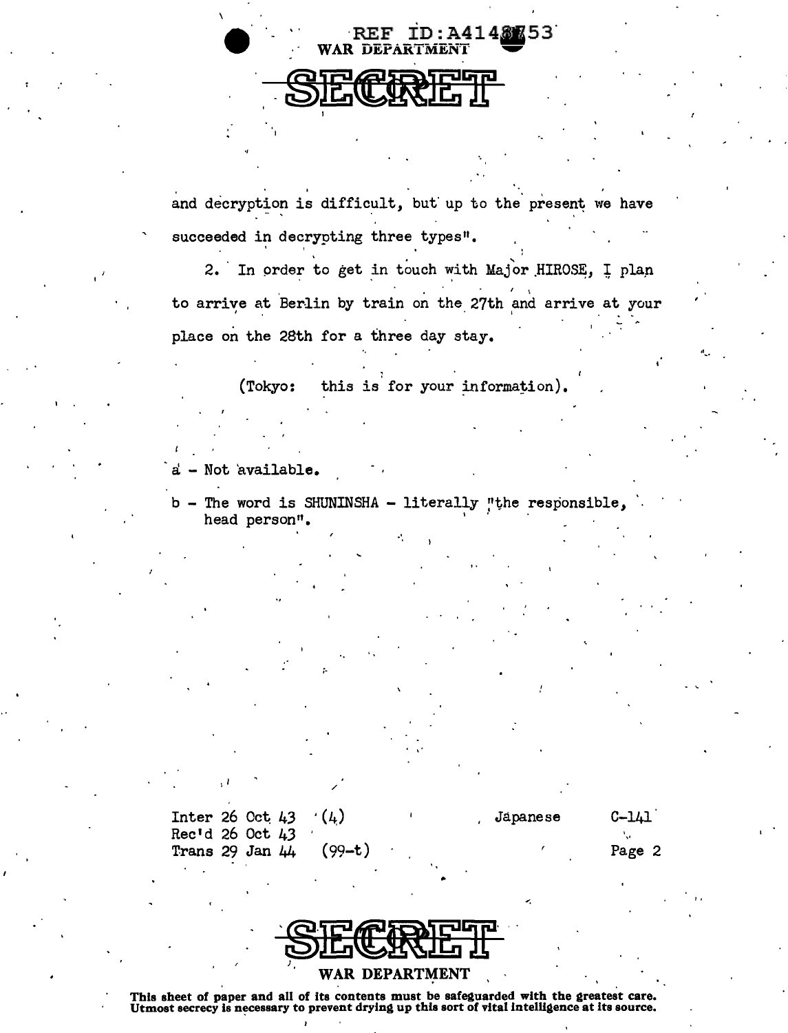REF ID:A4148753

WAR DEPARTMENT

SECRET

and decryption is difficult, but up to the present we have succeeded in decrypting three types".

2. In order to get in touch with Major HIROSE, I plan to arrive at Berlin by train on the 27th and arrive at your place on the 28th for a three day stay.

(Tokyo: this is for your information).

a - Not available.

b - The word is SHUNINSHA - literally "the responsible, head person".

Inter 26 Oct 43 (4) Japanese C-141
Rec'd 26 Oct 43
Trans 29 Jan 44 (99-t) Page 2

SECRET

WAR DEPARTMENT

This sheet of paper and all of its contents must be safeguarded with the greatest care. Utmost secrecy is necessary to prevent drying up this sort of vital intelligence at its source.